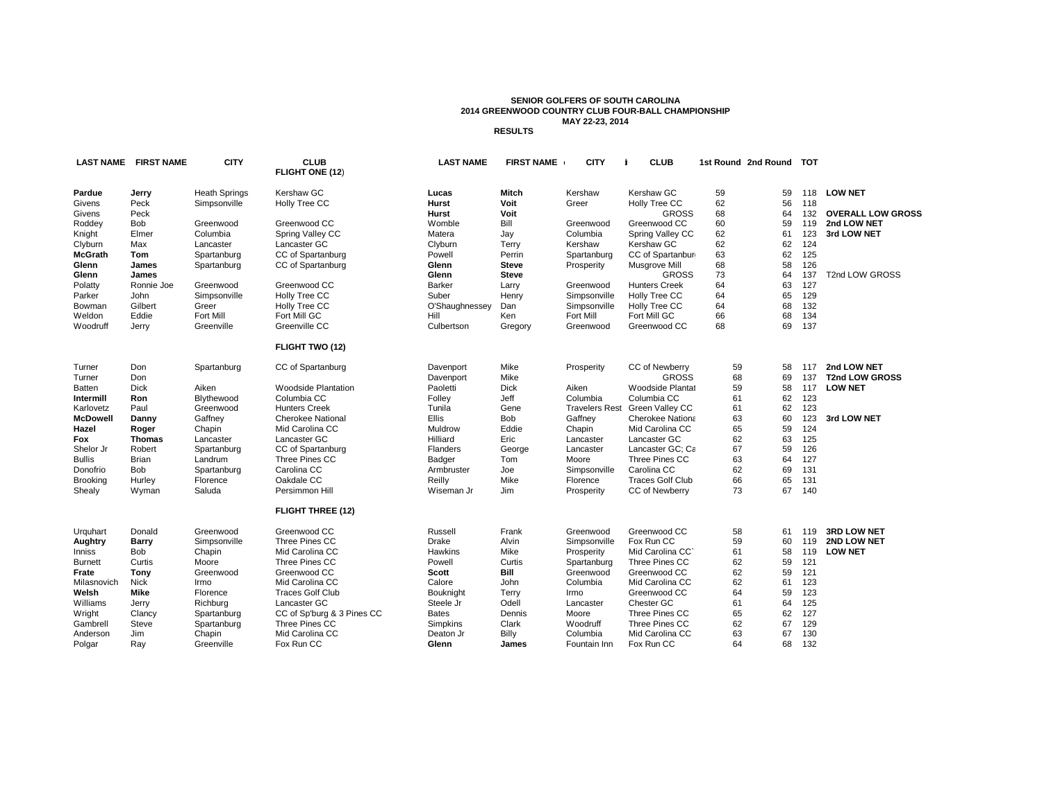**SENIOR GOLFERS OF SOUTH CAROLINA**
**2014 GREENWOOD COUNTRY CLUB FOUR-BALL CHAMPIONSHIP**
**MAY 22-23, 2014**
**RESULTS**

| LAST NAME | FIRST NAME | CITY | CLUB | LAST NAME | FIRST NAME | CITY | CLUB | 1st Round | 2nd Round | TOT | |
|---|---|---|---|---|---|---|---|---|---|---|---|
| | | | **FLIGHT ONE (12)** | | | | | | | | |
| **Pardue** | **Jerry** | Heath Springs | Kershaw GC | **Lucas** | **Mitch** | Kershaw | Kershaw GC | 59 | 59 | 118 | **LOW NET** |
| Givens | Peck | Simpsonville | Holly Tree CC | **Hurst** | **Voit** | Greer | Holly Tree CC | 62 | 56 | 118 | |
| Givens | Peck | | | **Hurst** | **Voit** | | GROSS | 68 | 64 | 132 | **OVERALL LOW GROSS** |
| Roddey | Bob | Greenwood | Greenwood CC | Womble | Bill | Greenwood | Greenwood CC | 60 | 59 | 119 | **2nd LOW NET** |
| Knight | Elmer | Columbia | Spring Valley CC | Matera | Jay | Columbia | Spring Valley CC | 62 | 61 | 123 | **3rd LOW NET** |
| Clyburn | Max | Lancaster | Lancaster GC | Clyburn | Terry | Kershaw | Kershaw GC | 62 | 62 | 124 | |
| **McGrath** | **Tom** | Spartanburg | CC of Spartanburg | Powell | Perrin | Spartanburg | CC of Spartanbur | 63 | 62 | 125 | |
| **Glenn** | **James** | Spartanburg | CC of Spartanburg | **Glenn** | **Steve** | Prosperity | Musgrove Mill | 68 | 58 | 126 | |
| **Glenn** | **James** | | | **Glenn** | **Steve** | | GROSS | 73 | 64 | 137 | T2nd LOW GROSS |
| Polatty | Ronnie Joe | Greenwood | Greenwood CC | Barker | Larry | Greenwood | Hunters Creek | 64 | 63 | 127 | |
| Parker | John | Simpsonville | Holly Tree CC | Suber | Henry | Simpsonville | Holly Tree CC | 64 | 65 | 129 | |
| Bowman | Gilbert | Greer | Holly Tree CC | O'Shaughnessey | Dan | Simpsonville | Holly Tree CC | 64 | 68 | 132 | |
| Weldon | Eddie | Fort Mill | Fort Mill GC | Hill | Ken | Fort Mill | Fort Mill GC | 66 | 68 | 134 | |
| Woodruff | Jerry | Greenville | Greenville CC | Culbertson | Gregory | Greenwood | Greenwood CC | 68 | 69 | 137 | |
| | | | **FLIGHT TWO (12)** | | | | | | | | |
| Turner | Don | Spartanburg | CC of Spartanburg | Davenport | Mike | Prosperity | CC of Newberry | 59 | 58 | 117 | **2nd LOW NET** |
| Turner | Don | | | Davenport | Mike | | GROSS | 68 | 69 | 137 | **T2nd LOW GROSS** |
| Batten | Dick | Aiken | Woodside Plantation | Paoletti | Dick | Aiken | Woodside Plantat | 59 | 58 | 117 | **LOW NET** |
| **Intermill** | **Ron** | Blythewood | Columbia CC | Folley | Jeff | Columbia | Columbia CC | 61 | 62 | 123 | |
| Karlovetz | Paul | Greenwood | Hunters Creek | Tunila | Gene | Travelers Rest | Green Valley CC | 61 | 62 | 123 | |
| **McDowell** | **Danny** | Gaffney | Cherokee National | Ellis | Bob | Gaffney | Cherokee Nationa | 63 | 60 | 123 | **3rd LOW NET** |
| **Hazel** | **Roger** | Chapin | Mid Carolina CC | Muldrow | Eddie | Chapin | Mid Carolina CC | 65 | 59 | 124 | |
| **Fox** | **Thomas** | Lancaster | Lancaster GC | Hilliard | Eric | Lancaster | Lancaster GC | 62 | 63 | 125 | |
| Shelor Jr | Robert | Spartanburg | CC of Spartanburg | Flanders | George | Lancaster | Lancaster GC; Ca | 67 | 59 | 126 | |
| Bullis | Brian | Landrum | Three Pines CC | Badger | Tom | Moore | Three Pines CC | 63 | 64 | 127 | |
| Donofrio | Bob | Spartanburg | Carolina CC | Armbruster | Joe | Simpsonville | Carolina CC | 62 | 69 | 131 | |
| Brooking | Hurley | Florence | Oakdale CC | Reilly | Mike | Florence | Traces Golf Club | 66 | 65 | 131 | |
| Shealy | Wyman | Saluda | Persimmon Hill | Wiseman Jr | Jim | Prosperity | CC of Newberry | 73 | 67 | 140 | |
| | | | **FLIGHT THREE (12)** | | | | | | | | |
| Urquhart | Donald | Greenwood | Greenwood CC | Russell | Frank | Greenwood | Greenwood CC | 58 | 61 | 119 | **3RD LOW NET** |
| **Aughtry** | **Barry** | Simpsonville | Three Pines CC | Drake | Alvin | Simpsonville | Fox Run CC | 59 | 60 | 119 | **2ND LOW NET** |
| Inniss | Bob | Chapin | Mid Carolina CC | Hawkins | Mike | Prosperity | Mid Carolina CC` | 61 | 58 | 119 | **LOW NET** |
| Burnett | Curtis | Moore | Three Pines CC | Powell | Curtis | Spartanburg | Three Pines CC | 62 | 59 | 121 | |
| **Frate** | **Tony** | Greenwood | Greenwood CC | **Scott** | **Bill** | Greenwood | Greenwood CC | 62 | 59 | 121 | |
| Milasnovich | Nick | Irmo | Mid Carolina CC | Calore | John | Columbia | Mid Carolina CC | 62 | 61 | 123 | |
| **Welsh** | **Mike** | Florence | Traces Golf Club | Bouknight | Terry | Irmo | Greenwood CC | 64 | 59 | 123 | |
| Williams | Jerry | Richburg | Lancaster GC | Steele Jr | Odell | Lancaster | Chester GC | 61 | 64 | 125 | |
| Wright | Clancy | Spartanburg | CC of Sp'burg & 3 Pines CC | Bates | Dennis | Moore | Three Pines CC | 65 | 62 | 127 | |
| Gambrell | Steve | Spartanburg | Three Pines CC | Simpkins | Clark | Woodruff | Three Pines CC | 62 | 67 | 129 | |
| Anderson | Jim | Chapin | Mid Carolina CC | Deaton Jr | Billy | Columbia | Mid Carolina CC | 63 | 67 | 130 | |
| Polgar | Ray | Greenville | Fox Run CC | **Glenn** | **James** | Fountain Inn | Fox Run CC | 64 | 68 | 132 | |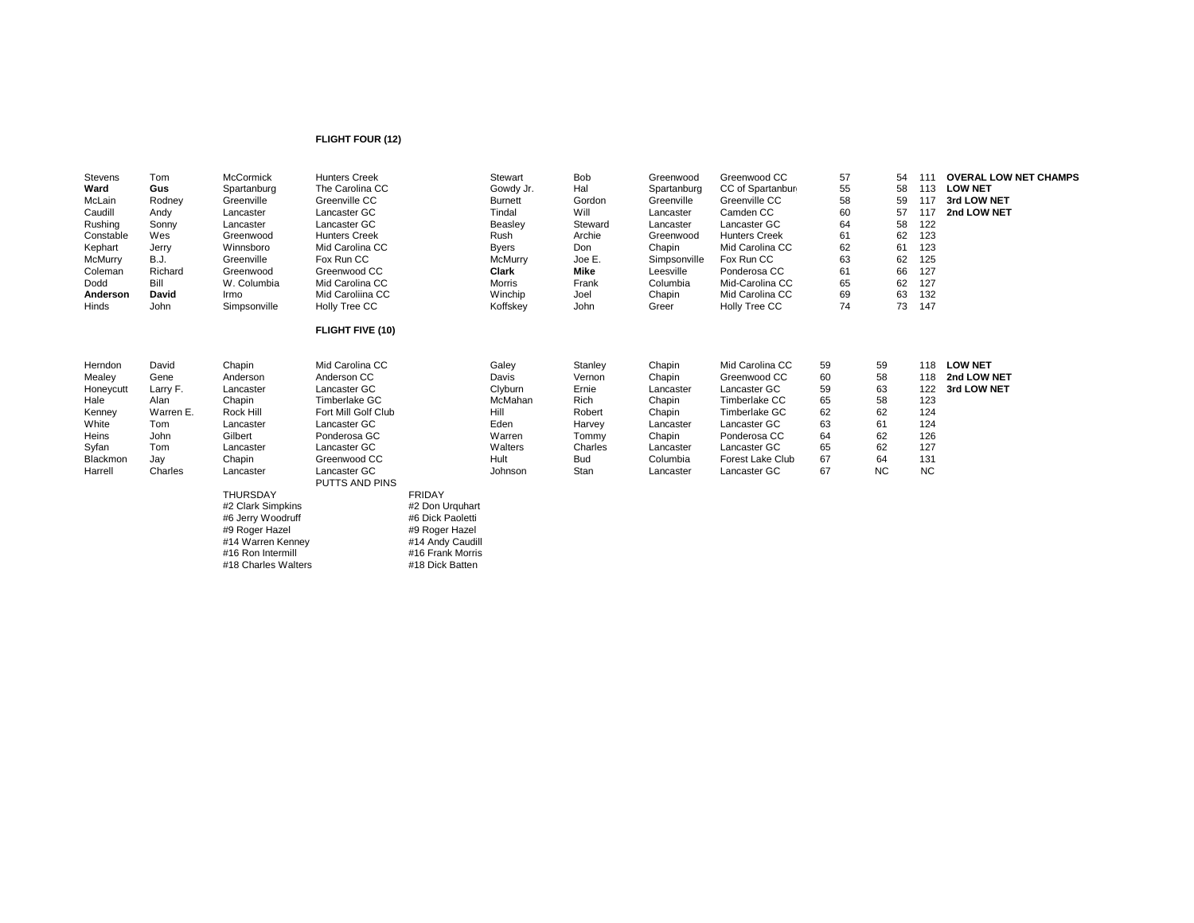**FLIGHT FOUR (12)**

| | | | | | | | | | | | |
|---|---|---|---|---|---|---|---|---|---|---|---|
| Stevens | Tom | McCormick | Hunters Creek | Stewart | Bob | Greenwood | Greenwood CC | 57 | 54 | 111 | **OVERAL LOW NET CHAMPS** |
| **Ward** | **Gus** | Spartanburg | The Carolina CC | Gowdy Jr. | Hal | Spartanburg | CC of Spartanbur | 55 | 58 | 113 | **LOW NET** |
| McLain | Rodney | Greenville | Greenville CC | Burnett | Gordon | Greenville | Greenville CC | 58 | 59 | 117 | **3rd LOW NET** |
| Caudill | Andy | Lancaster | Lancaster GC | Tindal | Will | Lancaster | Camden CC | 60 | 57 | 117 | **2nd LOW NET** |
| Rushing | Sonny | Lancaster | Lancaster GC | Beasley | Steward | Lancaster | Lancaster GC | 64 | 58 | 122 | |
| Constable | Wes | Greenwood | Hunters Creek | Rush | Archie | Greenwood | Hunters Creek | 61 | 62 | 123 | |
| Kephart | Jerry | Winnsboro | Mid Carolina CC | Byers | Don | Chapin | Mid Carolina CC | 62 | 61 | 123 | |
| McMurry | B.J. | Greenville | Fox Run CC | McMurry | Joe E. | Simpsonville | Fox Run CC | 63 | 62 | 125 | |
| Coleman | Richard | Greenwood | Greenwood CC | **Clark** | **Mike** | Leesville | Ponderosa CC | 61 | 66 | 127 | |
| Dodd | Bill | W. Columbia | Mid Carolina CC | Morris | Frank | Columbia | Mid-Carolina CC | 65 | 62 | 127 | |
| **Anderson** | **David** | Irmo | Mid Caroliina CC | Winchip | Joel | Chapin | Mid Carolina CC | 69 | 63 | 132 | |
| Hinds | John | Simpsonville | Holly Tree CC | Koffskey | John | Greer | Holly Tree CC | 74 | 73 | 147 | |

**FLIGHT FIVE (10)**

| | | | | | | | | | | | |
|---|---|---|---|---|---|---|---|---|---|---|---|
| Herndon | David | Chapin | Mid Carolina CC | Galey | Stanley | Chapin | Mid Carolina CC | 59 | 59 | 118 | **LOW NET** |
| Mealey | Gene | Anderson | Anderson CC | Davis | Vernon | Chapin | Greenwood CC | 60 | 58 | 118 | **2nd LOW NET** |
| Honeycutt | Larry F. | Lancaster | Lancaster GC | Clyburn | Ernie | Lancaster | Lancaster GC | 59 | 63 | 122 | **3rd LOW NET** |
| Hale | Alan | Chapin | Timberlake GC | McMahan | Rich | Chapin | Timberlake CC | 65 | 58 | 123 | |
| Kenney | Warren E. | Rock Hill | Fort Mill Golf Club | Hill | Robert | Chapin | Timberlake GC | 62 | 62 | 124 | |
| White | Tom | Lancaster | Lancaster GC | Eden | Harvey | Lancaster | Lancaster GC | 63 | 61 | 124 | |
| Heins | John | Gilbert | Ponderosa GC | Warren | Tommy | Chapin | Ponderosa CC | 64 | 62 | 126 | |
| Syfan | Tom | Lancaster | Lancaster GC | Walters | Charles | Lancaster | Lancaster GC | 65 | 62 | 127 | |
| Blackmon | Jay | Chapin | Greenwood CC | Hult | Bud | Columbia | Forest Lake Club | 67 | 64 | 131 | |
| Harrell | Charles | Lancaster | Lancaster GC | Johnson | Stan | Lancaster | Lancaster GC | 67 | NC | NC | |

PUTTS AND PINS

| THURSDAY | FRIDAY |
|---|---|
| #2 Clark Simpkins | #2 Don Urquhart |
| #6 Jerry Woodruff | #6 Dick Paoletti |
| #9 Roger Hazel | #9 Roger Hazel |
| #14 Warren Kenney | #14 Andy Caudill |
| #16 Ron Intermill | #16 Frank Morris |
| #18 Charles Walters | #18 Dick Batten |